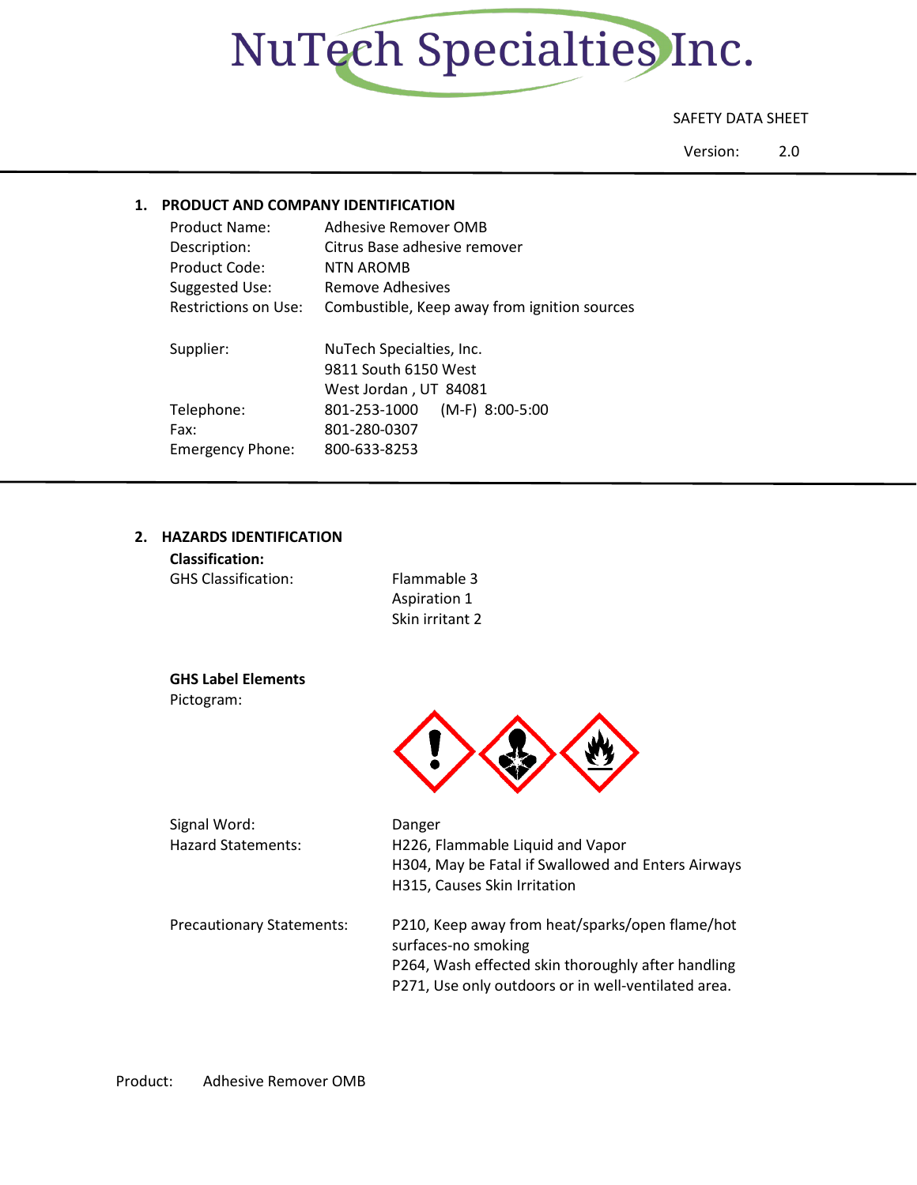# NuTech Specialties Inc.

SAFETY DATA SHEET

Version: 2.0

## 1. PRODUCT AND COMPANY IDENTIFICATION

| | |
|---|---|
| Product Name: | Adhesive Remover OMB |
| Description: | Citrus Base adhesive remover |
| Product Code: | NTN AROMB |
| Suggested Use: | Remove Adhesives |
| Restrictions on Use: | Combustible, Keep away from ignition sources |
| Supplier: | NuTech Specialties, Inc.<br>9811 South 6150 West<br>West Jordan , UT 84081 |
| Telephone: | 801-253-1000 (M-F) 8:00-5:00 |
| Fax: | 801-280-0307 |
| Emergency Phone: | 800-633-8253 |

## 2. HAZARDS IDENTIFICATION

**Classification:**

GHS Classification:
- Flammable 3
- Aspiration 1
- Skin irritant 2

**GHS Label Elements**

Pictogram:

Signal Word: Danger

Hazard Statements:
- H226, Flammable Liquid and Vapor
- H304, May be Fatal if Swallowed and Enters Airways
- H315, Causes Skin Irritation

Precautionary Statements:
- P210, Keep away from heat/sparks/open flame/hot surfaces-no smoking
- P264, Wash effected skin thoroughly after handling
- P271, Use only outdoors or in well-ventilated area.

Product: Adhesive Remover OMB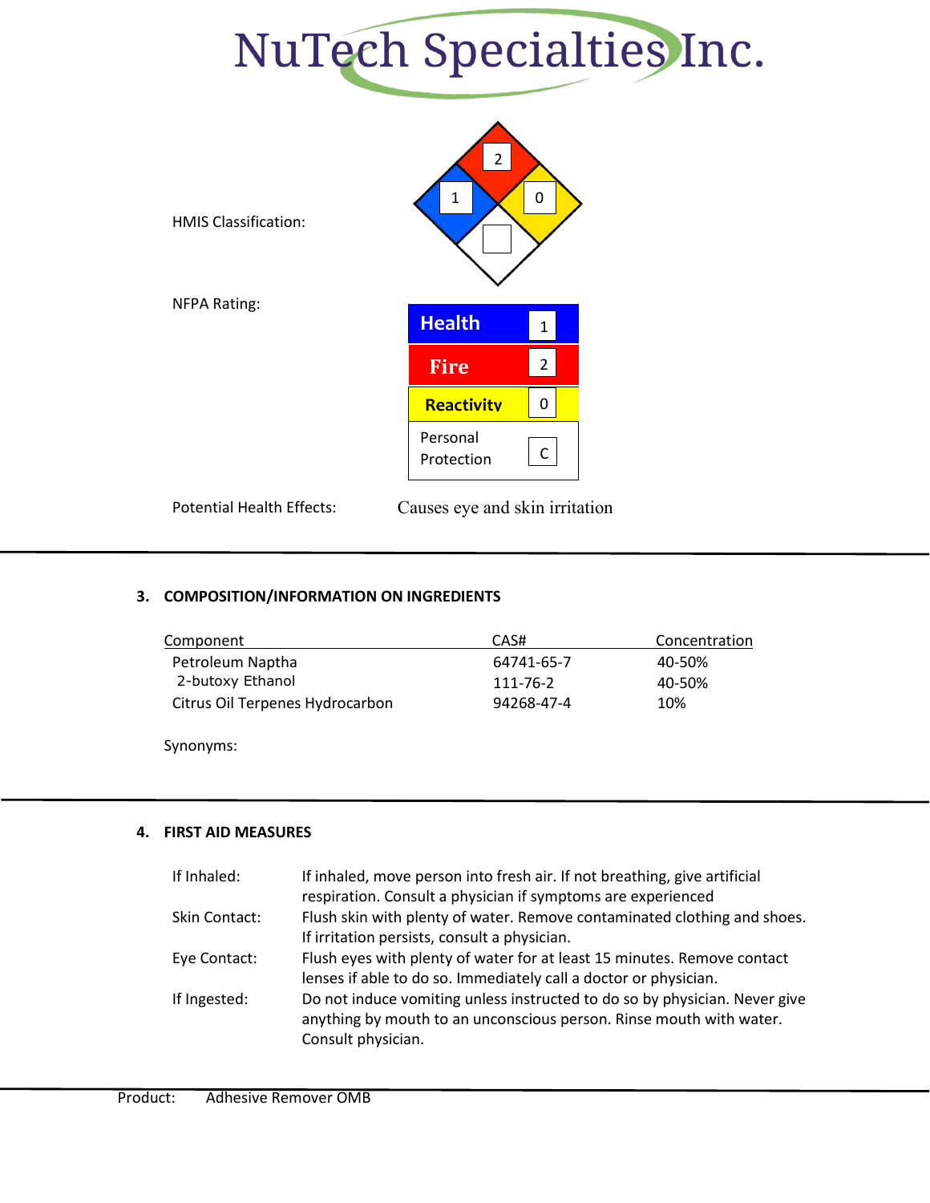NuTech Specialties Inc.

HMIS Classification:

| Health | Fire | Reactivity | Special |
|---|---|---|---|
| 1 | 2 | 0 | |

NFPA Rating:

| | |
|---|---|
| Health | 1 |
| Fire | 2 |
| Reactivity | 0 |
| Personal Protection | C |

Potential Health Effects: Causes eye and skin irritation

## 3. COMPOSITION/INFORMATION ON INGREDIENTS

| Component | CAS# | Concentration |
|---|---|---|
| Petroleum Naptha | 64741-65-7 | 40-50% |
| 2-butoxy Ethanol | 111-76-2 | 40-50% |
| Citrus Oil Terpenes Hydrocarbon | 94268-47-4 | 10% |

Synonyms:

## 4. FIRST AID MEASURES

| | |
|---|---|
| If Inhaled: | If inhaled, move person into fresh air. If not breathing, give artificial respiration. Consult a physician if symptoms are experienced |
| Skin Contact: | Flush skin with plenty of water. Remove contaminated clothing and shoes. If irritation persists, consult a physician. |
| Eye Contact: | Flush eyes with plenty of water for at least 15 minutes. Remove contact lenses if able to do so. Immediately call a doctor or physician. |
| If Ingested: | Do not induce vomiting unless instructed to do so by physician. Never give anything by mouth to an unconscious person. Rinse mouth with water. Consult physician. |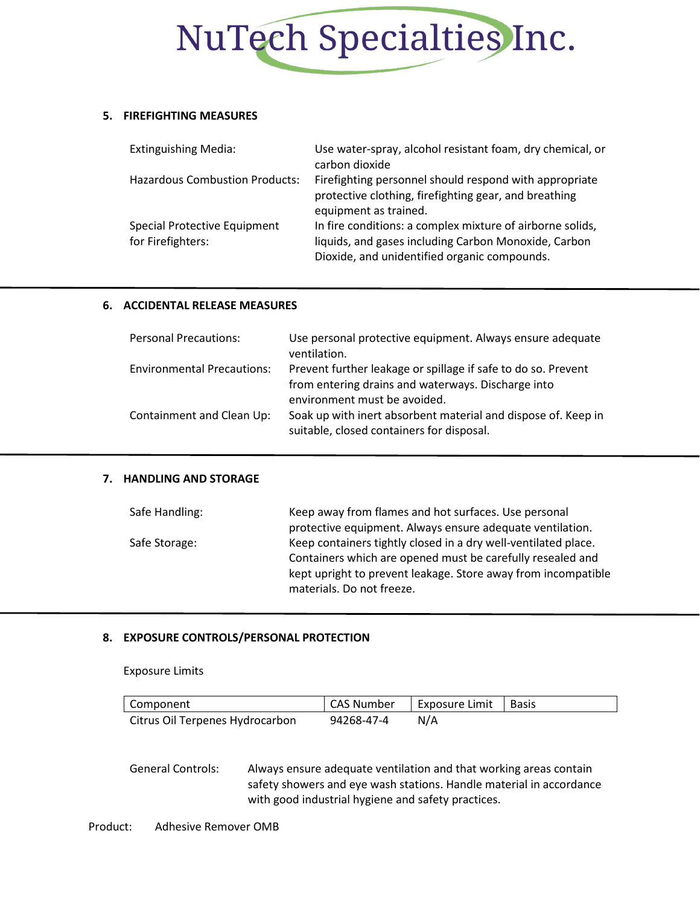## 5. FIREFIGHTING MEASURES

| | |
|---|---|
| Extinguishing Media: | Use water-spray, alcohol resistant foam, dry chemical, or carbon dioxide |
| Hazardous Combustion Products: | Firefighting personnel should respond with appropriate protective clothing, firefighting gear, and breathing equipment as trained. |
| Special Protective Equipment for Firefighters: | In fire conditions: a complex mixture of airborne solids, liquids, and gases including Carbon Monoxide, Carbon Dioxide, and unidentified organic compounds. |

## 6. ACCIDENTAL RELEASE MEASURES

| | |
|---|---|
| Personal Precautions: | Use personal protective equipment. Always ensure adequate ventilation. |
| Environmental Precautions: | Prevent further leakage or spillage if safe to do so. Prevent from entering drains and waterways. Discharge into environment must be avoided. |
| Containment and Clean Up: | Soak up with inert absorbent material and dispose of. Keep in suitable, closed containers for disposal. |

## 7. HANDLING AND STORAGE

| | |
|---|---|
| Safe Handling: | Keep away from flames and hot surfaces. Use personal protective equipment. Always ensure adequate ventilation. |
| Safe Storage: | Keep containers tightly closed in a dry well-ventilated place. Containers which are opened must be carefully resealed and kept upright to prevent leakage. Store away from incompatible materials. Do not freeze. |

## 8. EXPOSURE CONTROLS/PERSONAL PROTECTION

Exposure Limits

| Component | CAS Number | Exposure Limit | Basis |
|---|---|---|---|
| Citrus Oil Terpenes Hydrocarbon | 94268-47-4 | N/A | |

General Controls: Always ensure adequate ventilation and that working areas contain safety showers and eye wash stations. Handle material in accordance with good industrial hygiene and safety practices.

Product: Adhesive Remover OMB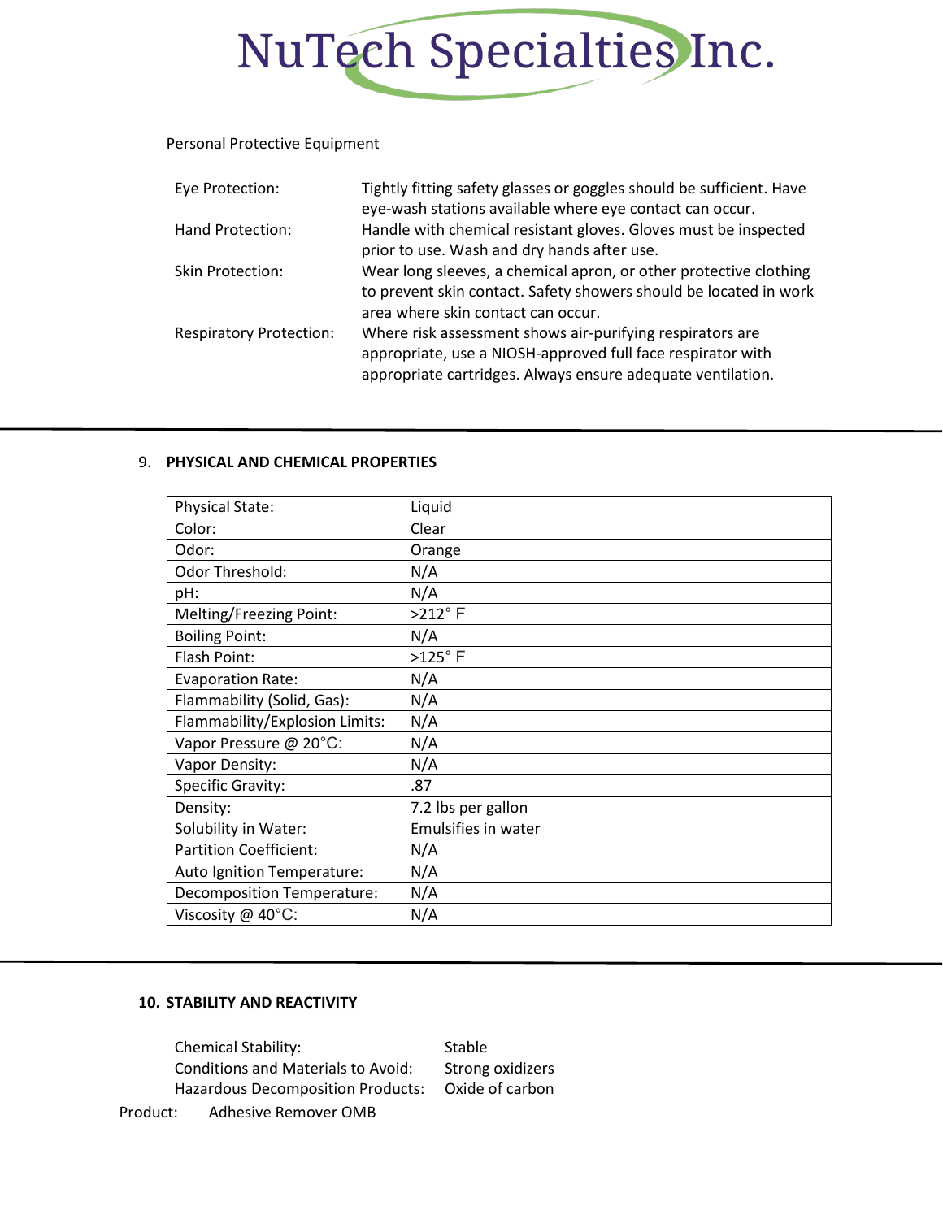Personal Protective Equipment

| | |
|---|---|
| Eye Protection: | Tightly fitting safety glasses or goggles should be sufficient. Have eye-wash stations available where eye contact can occur. |
| Hand Protection: | Handle with chemical resistant gloves. Gloves must be inspected prior to use. Wash and dry hands after use. |
| Skin Protection: | Wear long sleeves, a chemical apron, or other protective clothing to prevent skin contact. Safety showers should be located in work area where skin contact can occur. |
| Respiratory Protection: | Where risk assessment shows air-purifying respirators are appropriate, use a NIOSH-approved full face respirator with appropriate cartridges. Always ensure adequate ventilation. |

## 9. PHYSICAL AND CHEMICAL PROPERTIES

| | |
|---|---|
| Physical State: | Liquid |
| Color: | Clear |
| Odor: | Orange |
| Odor Threshold: | N/A |
| pH: | N/A |
| Melting/Freezing Point: | >212° F |
| Boiling Point: | N/A |
| Flash Point: | >125° F |
| Evaporation Rate: | N/A |
| Flammability (Solid, Gas): | N/A |
| Flammability/Explosion Limits: | N/A |
| Vapor Pressure @ 20°C: | N/A |
| Vapor Density: | N/A |
| Specific Gravity: | .87 |
| Density: | 7.2 lbs per gallon |
| Solubility in Water: | Emulsifies in water |
| Partition Coefficient: | N/A |
| Auto Ignition Temperature: | N/A |
| Decomposition Temperature: | N/A |
| Viscosity @ 40°C: | N/A |

## 10. STABILITY AND REACTIVITY

| | |
|---|---|
| Chemical Stability: | Stable |
| Conditions and Materials to Avoid: | Strong oxidizers |
| Hazardous Decomposition Products: | Oxide of carbon |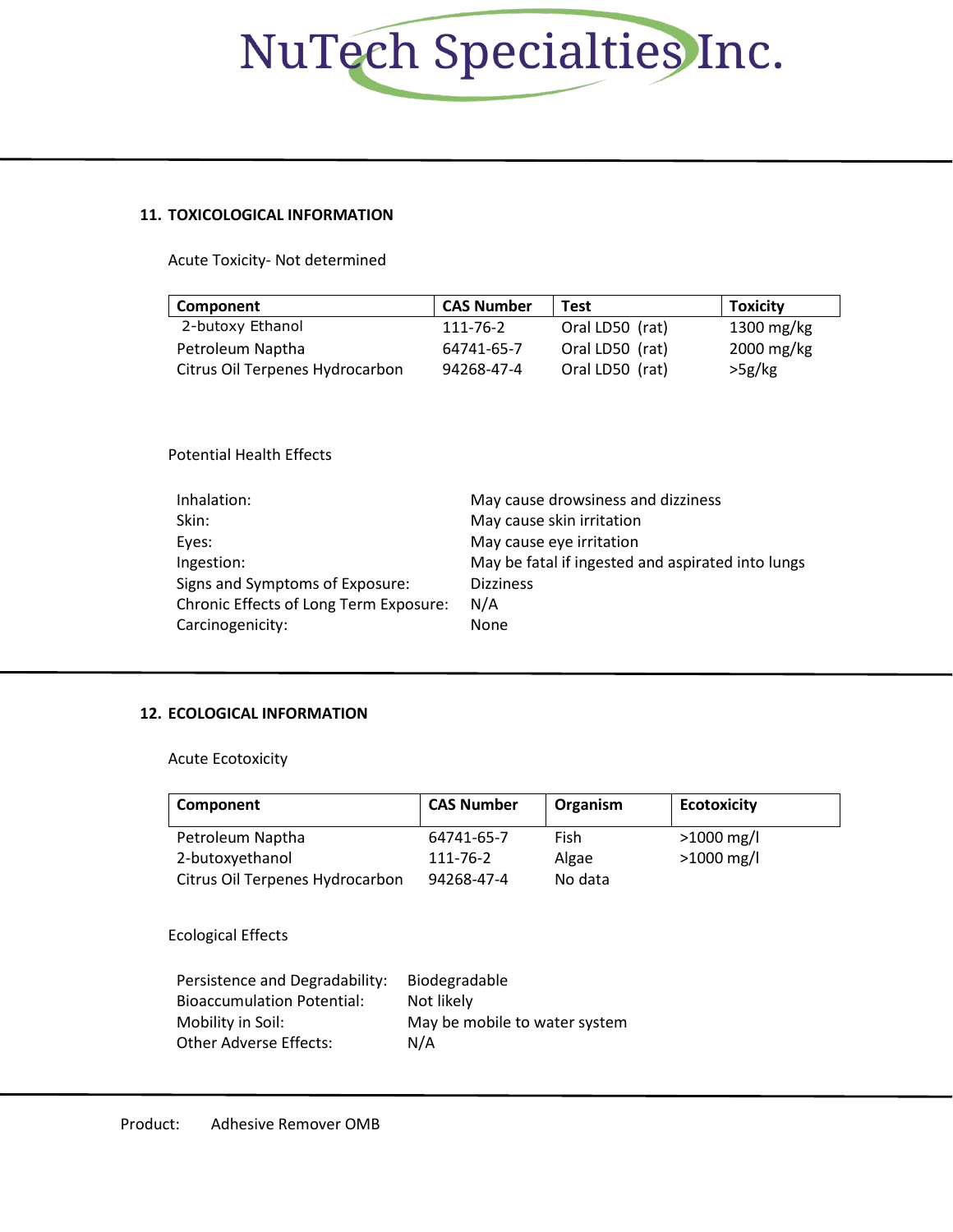## 11. TOXICOLOGICAL INFORMATION

Acute Toxicity- Not determined

| Component | CAS Number | Test | Toxicity |
|---|---|---|---|
| 2-butoxy Ethanol | 111-76-2 | Oral LD50 (rat) | 1300 mg/kg |
| Petroleum Naptha | 64741-65-7 | Oral LD50 (rat) | 2000 mg/kg |
| Citrus Oil Terpenes Hydrocarbon | 94268-47-4 | Oral LD50 (rat) | >5g/kg |

Potential Health Effects

| | |
|---|---|
| Inhalation: | May cause drowsiness and dizziness |
| Skin: | May cause skin irritation |
| Eyes: | May cause eye irritation |
| Ingestion: | May be fatal if ingested and aspirated into lungs |
| Signs and Symptoms of Exposure: | Dizziness |
| Chronic Effects of Long Term Exposure: | N/A |
| Carcinogenicity: | None |

## 12. ECOLOGICAL INFORMATION

Acute Ecotoxicity

| Component | CAS Number | Organism | Ecotoxicity |
|---|---|---|---|
| Petroleum Naptha | 64741-65-7 | Fish | >1000 mg/l |
| 2-butoxyethanol | 111-76-2 | Algae | >1000 mg/l |
| Citrus Oil Terpenes Hydrocarbon | 94268-47-4 | No data | |

Ecological Effects

| | |
|---|---|
| Persistence and Degradability: | Biodegradable |
| Bioaccumulation Potential: | Not likely |
| Mobility in Soil: | May be mobile to water system |
| Other Adverse Effects: | N/A |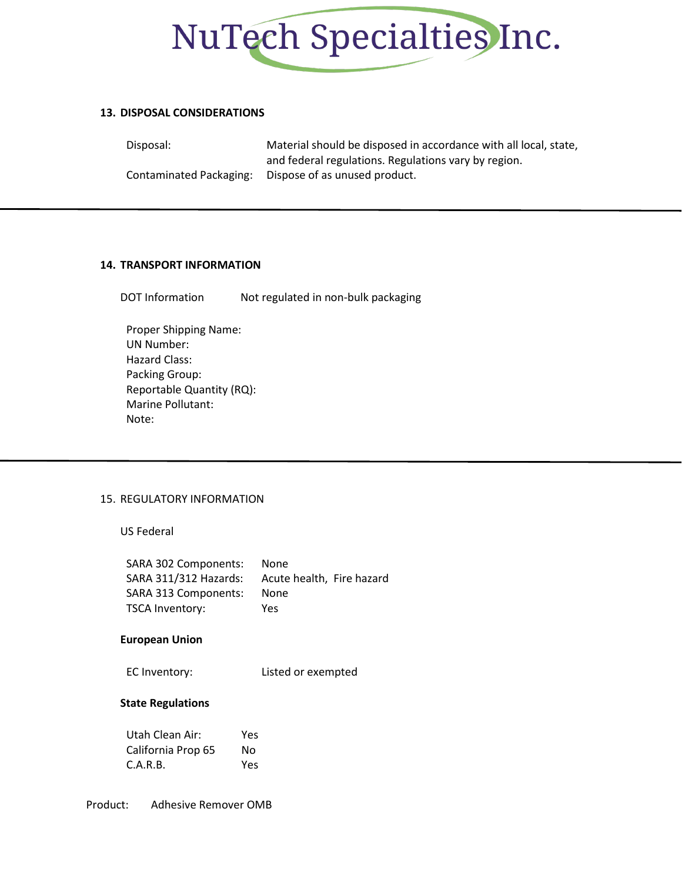## 13. DISPOSAL CONSIDERATIONS

| | |
|---|---|
| Disposal: | Material should be disposed in accordance with all local, state, and federal regulations. Regulations vary by region. |
| Contaminated Packaging: | Dispose of as unused product. |

---

## 14. TRANSPORT INFORMATION

DOT Information   Not regulated in non-bulk packaging

Proper Shipping Name:
UN Number:
Hazard Class:
Packing Group:
Reportable Quantity (RQ):
Marine Pollutant:
Note:

---

## 15. REGULATORY INFORMATION

US Federal

| | |
|---|---|
| SARA 302 Components: | None |
| SARA 311/312 Hazards: | Acute health, Fire hazard |
| SARA 313 Components: | None |
| TSCA Inventory: | Yes |

**European Union**

| | |
|---|---|
| EC Inventory: | Listed or exempted |

**State Regulations**

| | |
|---|---|
| Utah Clean Air: | Yes |
| California Prop 65 | No |
| C.A.R.B. | Yes |

Product: Adhesive Remover OMB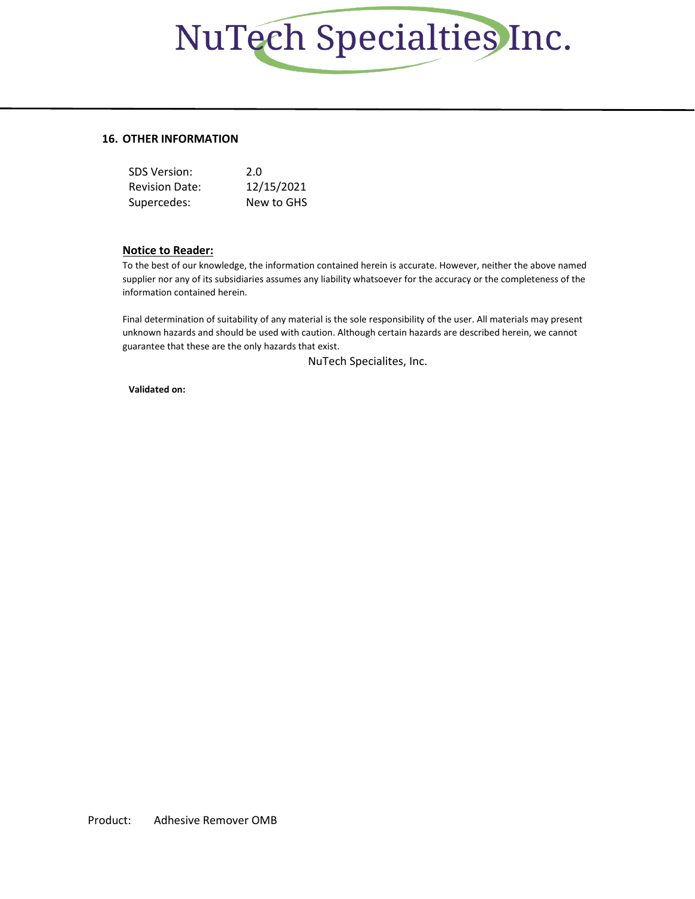## 16. OTHER INFORMATION

| | |
|---|---|
| SDS Version: | 2.0 |
| Revision Date: | 12/15/2021 |
| Supercedes: | New to GHS |

**Notice to Reader:**

To the best of our knowledge, the information contained herein is accurate. However, neither the above named supplier nor any of its subsidiaries assumes any liability whatsoever for the accuracy or the completeness of the information contained herein.

Final determination of suitability of any material is the sole responsibility of the user. All materials may present unknown hazards and should be used with caution. Although certain hazards are described herein, we cannot guarantee that these are the only hazards that exist.

NuTech Specialites, Inc.

**Validated on:**